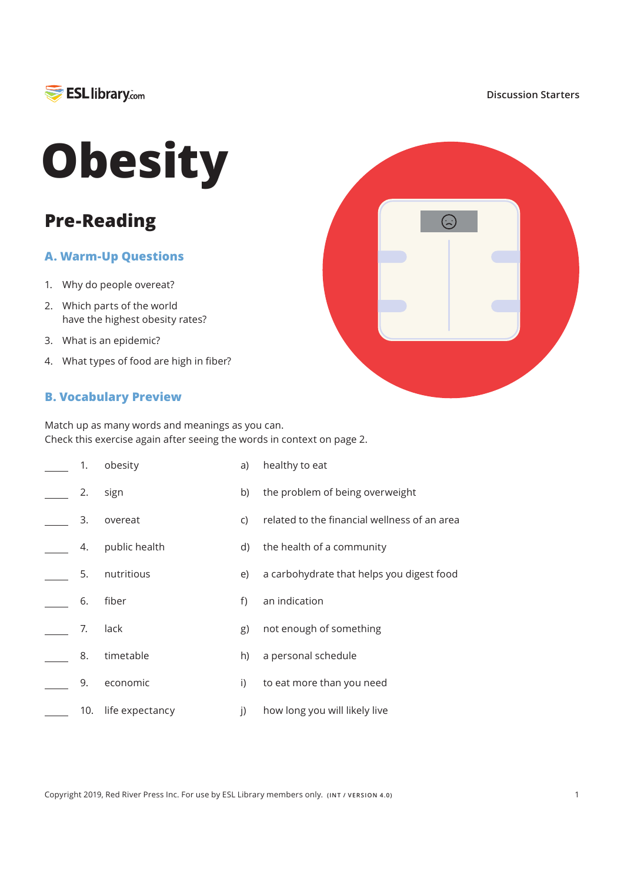# Obesity

## Pre-Reading

### A. Warm-Up Questions

1. Why do people overeat?
2. Which parts of the world have the highest obesity rates?
3. What is an epidemic?
4. What types of food are high in fiber?

### B. Vocabulary Preview

Match up as many words and meanings as you can.
Check this exercise again after seeing the words in context on page 2.

| | | | | |
|---|---|---|---|---|
| _____ | 1. | obesity | a) | healthy to eat |
| _____ | 2. | sign | b) | the problem of being overweight |
| _____ | 3. | overeat | c) | related to the financial wellness of an area |
| _____ | 4. | public health | d) | the health of a community |
| _____ | 5. | nutritious | e) | a carbohydrate that helps you digest food |
| _____ | 6. | fiber | f) | an indication |
| _____ | 7. | lack | g) | not enough of something |
| _____ | 8. | timetable | h) | a personal schedule |
| _____ | 9. | economic | i) | to eat more than you need |
| _____ | 10. | life expectancy | j) | how long you will likely live |

Copyright 2019, Red River Press Inc. For use by ESL Library members only. (INT / VERSION 4.0)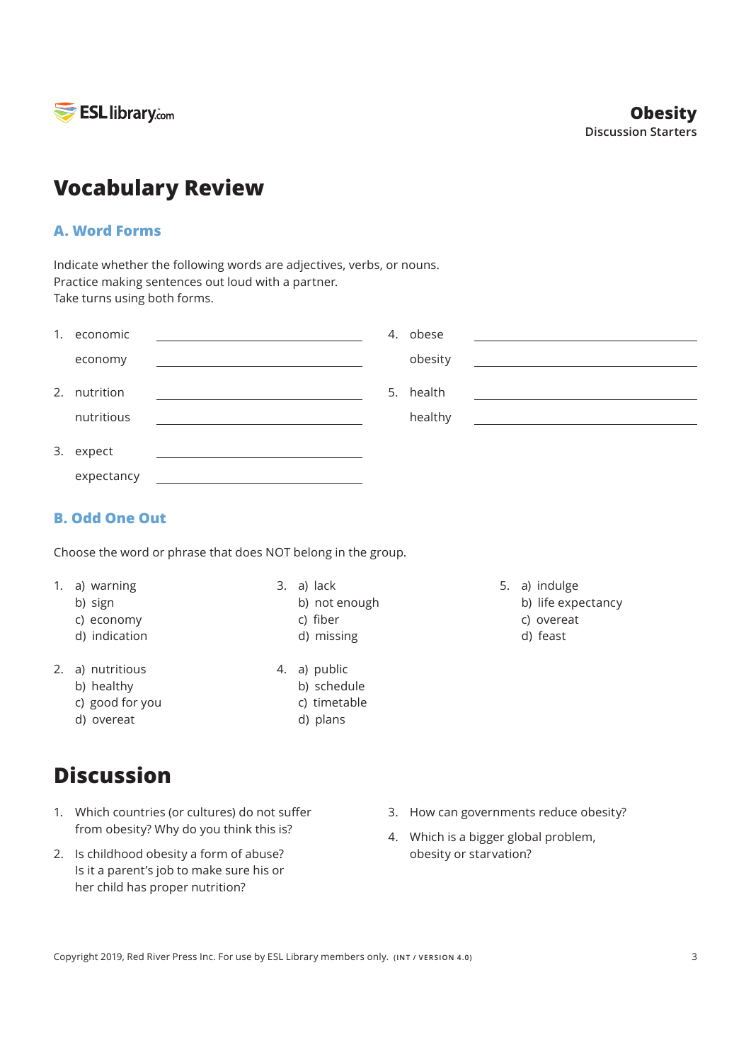# Vocabulary Review

## A. Word Forms

Indicate whether the following words are adjectives, verbs, or nouns.
Practice making sentences out loud with a partner.
Take turns using both forms.

1. economic \_\_\_\_\_\_\_\_\_\_
   economy \_\_\_\_\_\_\_\_\_\_
2. nutrition \_\_\_\_\_\_\_\_\_\_
   nutritious \_\_\_\_\_\_\_\_\_\_
3. expect \_\_\_\_\_\_\_\_\_\_
   expectancy \_\_\_\_\_\_\_\_\_\_
4. obese \_\_\_\_\_\_\_\_\_\_
   obesity \_\_\_\_\_\_\_\_\_\_
5. health \_\_\_\_\_\_\_\_\_\_
   healthy \_\_\_\_\_\_\_\_\_\_

## B. Odd One Out

Choose the word or phrase that does NOT belong in the group.

1. a) warning
   b) sign
   c) economy
   d) indication
2. a) nutritious
   b) healthy
   c) good for you
   d) overeat
3. a) lack
   b) not enough
   c) fiber
   d) missing
4. a) public
   b) schedule
   c) timetable
   d) plans
5. a) indulge
   b) life expectancy
   c) overeat
   d) feast

# Discussion

1. Which countries (or cultures) do not suffer from obesity? Why do you think this is?
2. Is childhood obesity a form of abuse? Is it a parent's job to make sure his or her child has proper nutrition?
3. How can governments reduce obesity?
4. Which is a bigger global problem, obesity or starvation?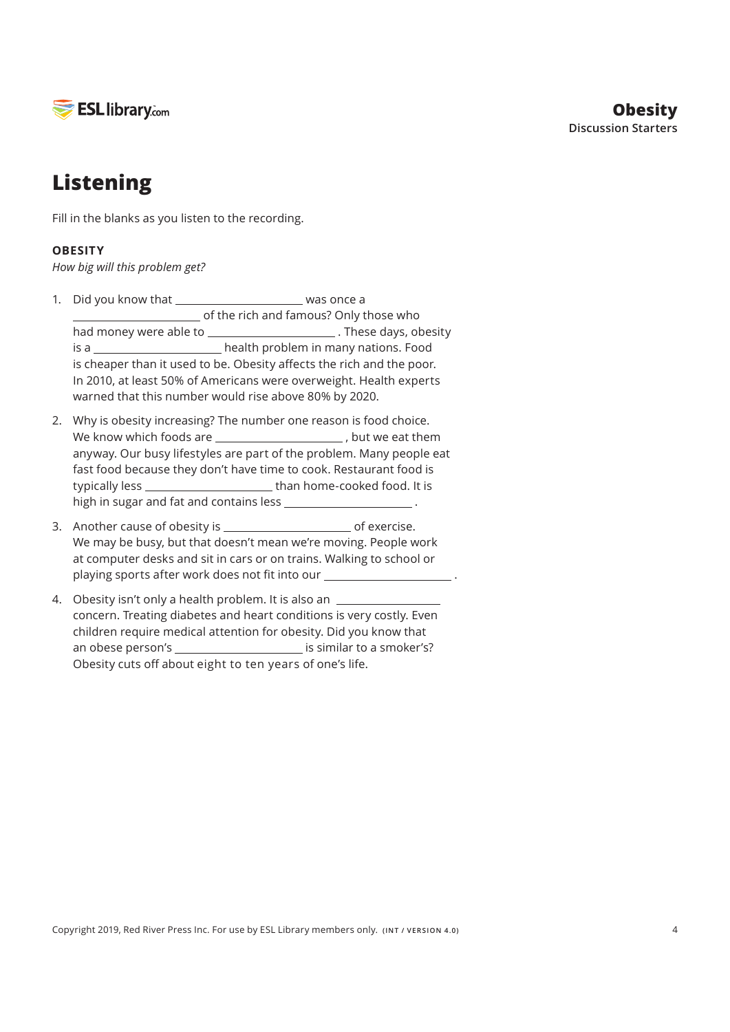## Listening

Fill in the blanks as you listen to the recording.

**OBESITY**

*How big will this problem get?*

1. Did you know that ____________________ was once a ____________________ of the rich and famous? Only those who had money were able to ____________________ . These days, obesity is a ____________________ health problem in many nations. Food is cheaper than it used to be. Obesity affects the rich and the poor. In 2010, at least 50% of Americans were overweight. Health experts warned that this number would rise above 80% by 2020.

2. Why is obesity increasing? The number one reason is food choice. We know which foods are ____________________ , but we eat them anyway. Our busy lifestyles are part of the problem. Many people eat fast food because they don't have time to cook. Restaurant food is typically less ____________________ than home-cooked food. It is high in sugar and fat and contains less ____________________ .

3. Another cause of obesity is ____________________ of exercise. We may be busy, but that doesn't mean we're moving. People work at computer desks and sit in cars or on trains. Walking to school or playing sports after work does not fit into our ____________________ .

4. Obesity isn't only a health problem. It is also an ____________________ concern. Treating diabetes and heart conditions is very costly. Even children require medical attention for obesity. Did you know that an obese person's ____________________ is similar to a smoker's? Obesity cuts off about eight to ten years of one's life.